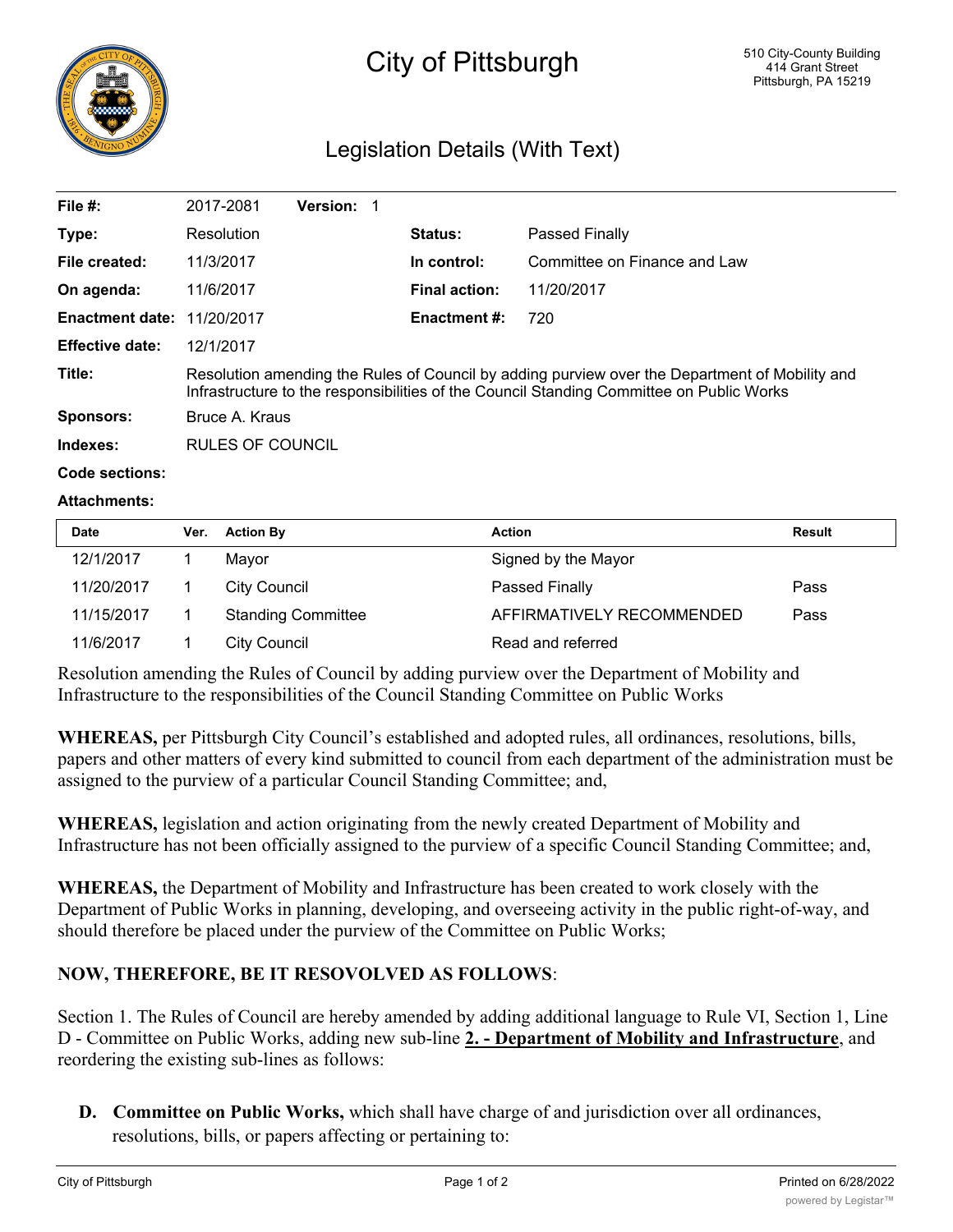# City of Pittsburgh

510 City-County Building
414 Grant Street
Pittsburgh, PA 15219

## Legislation Details (With Text)

| | | | |
|---|---|---|---|
| **File #:** | 2017-2081 **Version:** 1 | | |
| **Type:** | Resolution | **Status:** | Passed Finally |
| **File created:** | 11/3/2017 | **In control:** | Committee on Finance and Law |
| **On agenda:** | 11/6/2017 | **Final action:** | 11/20/2017 |
| **Enactment date:** | 11/20/2017 | **Enactment #:** | 720 |
| **Effective date:** | 12/1/2017 | | |

**Title:** Resolution amending the Rules of Council by adding purview over the Department of Mobility and Infrastructure to the responsibilities of the Council Standing Committee on Public Works

**Sponsors:** Bruce A. Kraus

**Indexes:** RULES OF COUNCIL

**Code sections:**

**Attachments:**

| Date | Ver. | Action By | Action | Result |
|---|---|---|---|---|
| 12/1/2017 | 1 | Mayor | Signed by the Mayor | |
| 11/20/2017 | 1 | City Council | Passed Finally | Pass |
| 11/15/2017 | 1 | Standing Committee | AFFIRMATIVELY RECOMMENDED | Pass |
| 11/6/2017 | 1 | City Council | Read and referred | |

Resolution amending the Rules of Council by adding purview over the Department of Mobility and Infrastructure to the responsibilities of the Council Standing Committee on Public Works

**WHEREAS,** per Pittsburgh City Council's established and adopted rules, all ordinances, resolutions, bills, papers and other matters of every kind submitted to council from each department of the administration must be assigned to the purview of a particular Council Standing Committee; and,

**WHEREAS,** legislation and action originating from the newly created Department of Mobility and Infrastructure has not been officially assigned to the purview of a specific Council Standing Committee; and,

**WHEREAS,** the Department of Mobility and Infrastructure has been created to work closely with the Department of Public Works in planning, developing, and overseeing activity in the public right-of-way, and should therefore be placed under the purview of the Committee on Public Works;

**NOW, THEREFORE, BE IT RESOVOLVED AS FOLLOWS**:

Section 1. The Rules of Council are hereby amended by adding additional language to Rule VI, Section 1, Line D - Committee on Public Works, adding new sub-line <u>**2. - Department of Mobility and Infrastructure**</u>, and reordering the existing sub-lines as follows:

**D. Committee on Public Works,** which shall have charge of and jurisdiction over all ordinances, resolutions, bills, or papers affecting or pertaining to: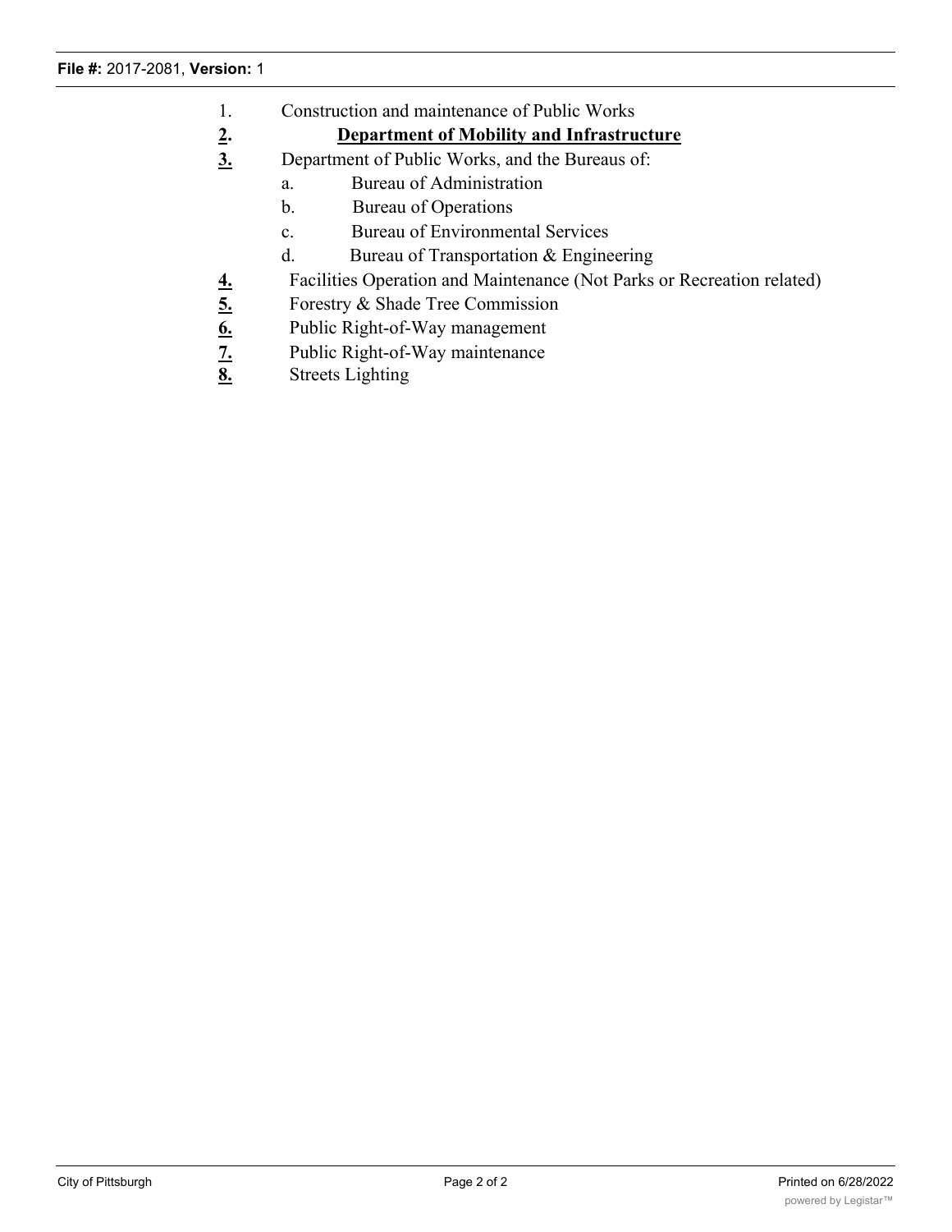1. Construction and maintenance of Public Works
**2.** **Department of Mobility and Infrastructure**
**3.** Department of Public Works, and the Bureaus of:
   a. Bureau of Administration
   b. Bureau of Operations
   c. Bureau of Environmental Services
   d. Bureau of Transportation & Engineering
**4.** Facilities Operation and Maintenance (Not Parks or Recreation related)
**5.** Forestry & Shade Tree Commission
**6.** Public Right-of-Way management
**7.** Public Right-of-Way maintenance
**8.** Streets Lighting